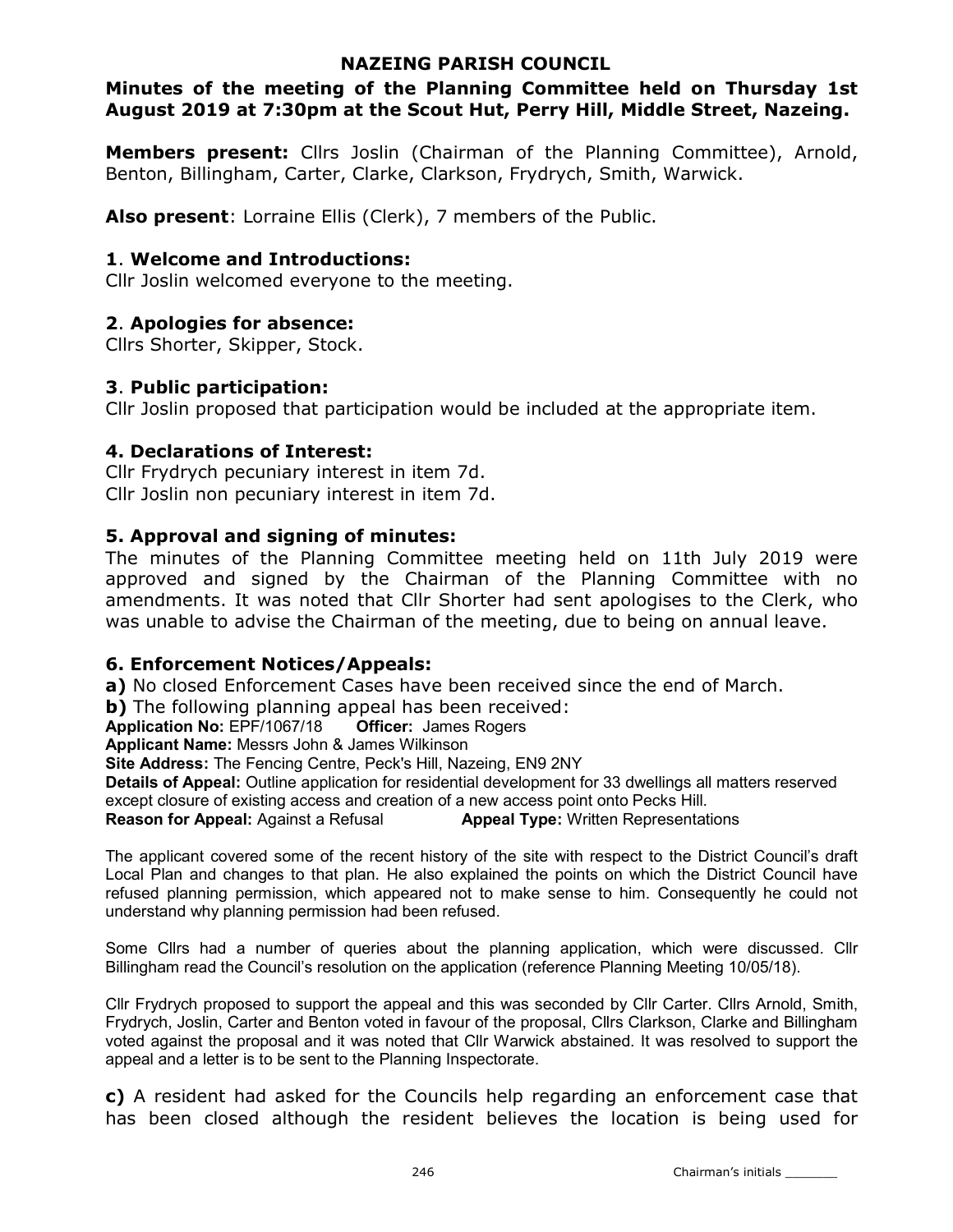# NAZEING PARISH COUNCIL

**Minutes of the meeting of the Planning Committee held on Thursday 1st August 2019 at 7:30pm at the Scout Hut, Perry Hill, Middle Street, Nazeing.**

**Members present:** Cllrs Joslin (Chairman of the Planning Committee), Arnold, Benton, Billingham, Carter, Clarke, Clarkson, Frydrych, Smith, Warwick.

**Also present**: Lorraine Ellis (Clerk), 7 members of the Public.

## 1. Welcome and Introductions:

Cllr Joslin welcomed everyone to the meeting.

## 2. Apologies for absence:

Cllrs Shorter, Skipper, Stock.

## 3. Public participation:

Cllr Joslin proposed that participation would be included at the appropriate item.

## 4. Declarations of Interest:

Cllr Frydrych pecuniary interest in item 7d.
Cllr Joslin non pecuniary interest in item 7d.

## 5. Approval and signing of minutes:

The minutes of the Planning Committee meeting held on 11th July 2019 were approved and signed by the Chairman of the Planning Committee with no amendments. It was noted that Cllr Shorter had sent apologises to the Clerk, who was unable to advise the Chairman of the meeting, due to being on annual leave.

## 6. Enforcement Notices/Appeals:

**a)** No closed Enforcement Cases have been received since the end of March.

**b)** The following planning appeal has been received:

**Application No:** EPF/1067/18 **Officer:** James Rogers
**Applicant Name:** Messrs John & James Wilkinson
**Site Address:** The Fencing Centre, Peck's Hill, Nazeing, EN9 2NY
**Details of Appeal:** Outline application for residential development for 33 dwellings all matters reserved except closure of existing access and creation of a new access point onto Pecks Hill.
**Reason for Appeal:** Against a Refusal **Appeal Type:** Written Representations

The applicant covered some of the recent history of the site with respect to the District Council's draft Local Plan and changes to that plan. He also explained the points on which the District Council have refused planning permission, which appeared not to make sense to him. Consequently he could not understand why planning permission had been refused.

Some Cllrs had a number of queries about the planning application, which were discussed. Cllr Billingham read the Council's resolution on the application (reference Planning Meeting 10/05/18).

Cllr Frydrych proposed to support the appeal and this was seconded by Cllr Carter. Cllrs Arnold, Smith, Frydrych, Joslin, Carter and Benton voted in favour of the proposal, Cllrs Clarkson, Clarke and Billingham voted against the proposal and it was noted that Cllr Warwick abstained. It was resolved to support the appeal and a letter is to be sent to the Planning Inspectorate.

**c)** A resident had asked for the Councils help regarding an enforcement case that has been closed although the resident believes the location is being used for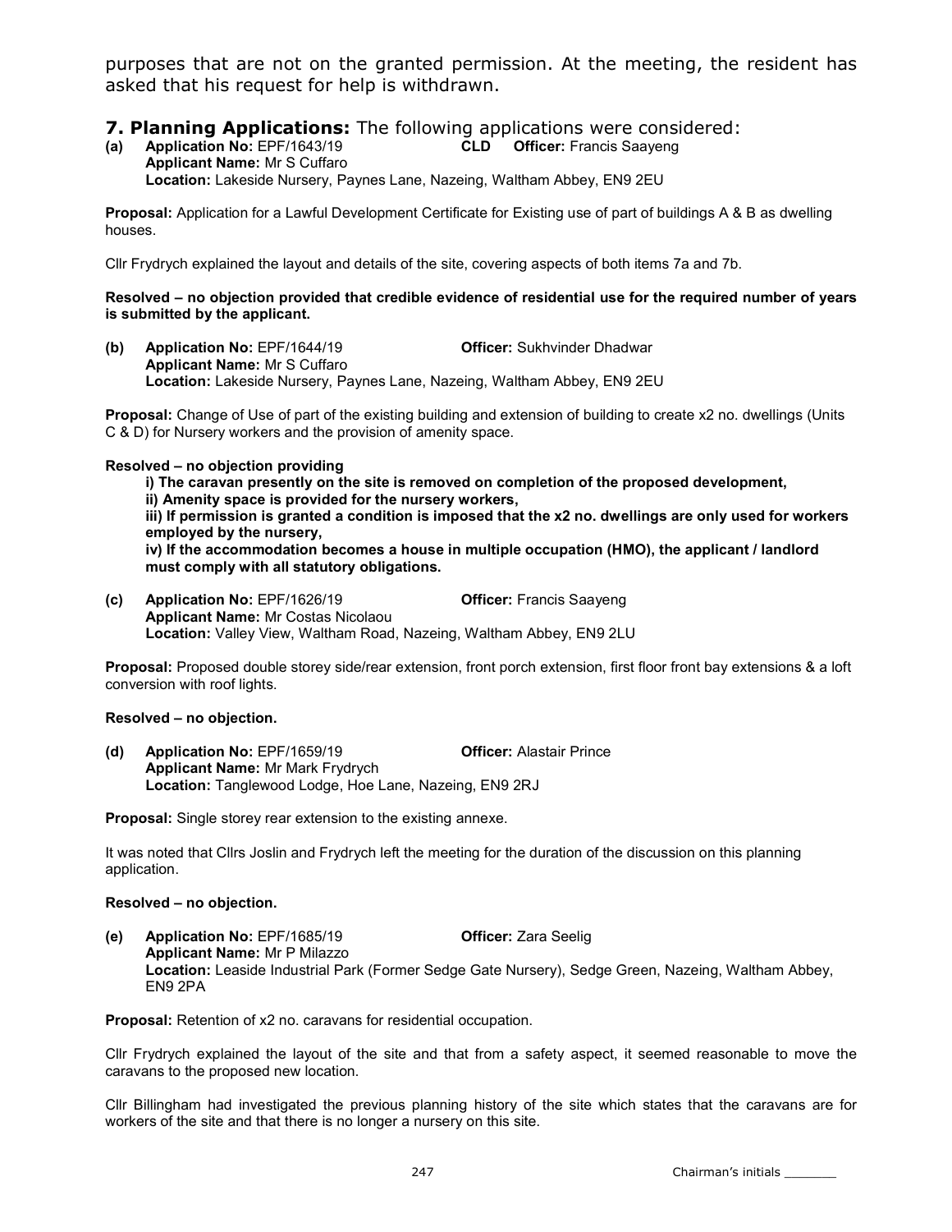purposes that are not on the granted permission. At the meeting, the resident has asked that his request for help is withdrawn.

## 7. Planning Applications: The following applications were considered:

**(a) Application No:** EPF/1643/19 **CLD** **Officer:** Francis Saayeng
**Applicant Name:** Mr S Cuffaro
**Location:** Lakeside Nursery, Paynes Lane, Nazeing, Waltham Abbey, EN9 2EU

**Proposal:** Application for a Lawful Development Certificate for Existing use of part of buildings A & B as dwelling houses.

Cllr Frydrych explained the layout and details of the site, covering aspects of both items 7a and 7b.

**Resolved – no objection provided that credible evidence of residential use for the required number of years is submitted by the applicant.**

**(b) Application No:** EPF/1644/19 **Officer:** Sukhvinder Dhadwar
**Applicant Name:** Mr S Cuffaro
**Location:** Lakeside Nursery, Paynes Lane, Nazeing, Waltham Abbey, EN9 2EU

**Proposal:** Change of Use of part of the existing building and extension of building to create x2 no. dwellings (Units C & D) for Nursery workers and the provision of amenity space.

**Resolved – no objection providing**

**i) The caravan presently on the site is removed on completion of the proposed development,**
**ii) Amenity space is provided for the nursery workers,**
**iii) If permission is granted a condition is imposed that the x2 no. dwellings are only used for workers employed by the nursery,**
**iv) If the accommodation becomes a house in multiple occupation (HMO), the applicant / landlord must comply with all statutory obligations.**

**(c) Application No:** EPF/1626/19 **Officer:** Francis Saayeng
**Applicant Name:** Mr Costas Nicolaou
**Location:** Valley View, Waltham Road, Nazeing, Waltham Abbey, EN9 2LU

**Proposal:** Proposed double storey side/rear extension, front porch extension, first floor front bay extensions & a loft conversion with roof lights.

**Resolved – no objection.**

**(d) Application No:** EPF/1659/19 **Officer:** Alastair Prince
**Applicant Name:** Mr Mark Frydrych
**Location:** Tanglewood Lodge, Hoe Lane, Nazeing, EN9 2RJ

**Proposal:** Single storey rear extension to the existing annexe.

It was noted that Cllrs Joslin and Frydrych left the meeting for the duration of the discussion on this planning application.

**Resolved – no objection.**

**(e) Application No:** EPF/1685/19 **Officer:** Zara Seelig
**Applicant Name:** Mr P Milazzo
**Location:** Leaside Industrial Park (Former Sedge Gate Nursery), Sedge Green, Nazeing, Waltham Abbey, EN9 2PA

**Proposal:** Retention of x2 no. caravans for residential occupation.

Cllr Frydrych explained the layout of the site and that from a safety aspect, it seemed reasonable to move the caravans to the proposed new location.

Cllr Billingham had investigated the previous planning history of the site which states that the caravans are for workers of the site and that there is no longer a nursery on this site.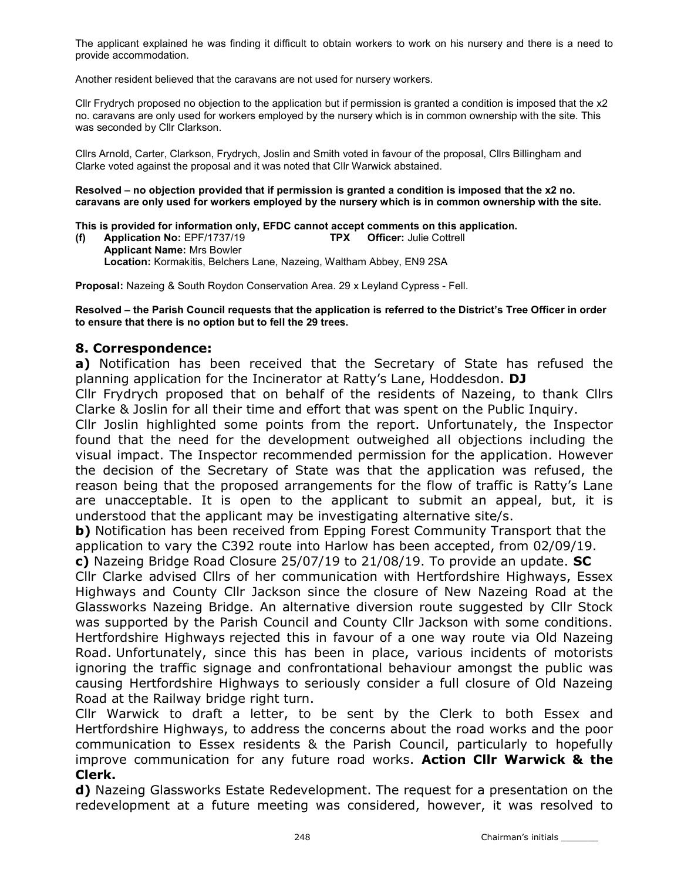The applicant explained he was finding it difficult to obtain workers to work on his nursery and there is a need to provide accommodation.

Another resident believed that the caravans are not used for nursery workers.

Cllr Frydrych proposed no objection to the application but if permission is granted a condition is imposed that the x2 no. caravans are only used for workers employed by the nursery which is in common ownership with the site. This was seconded by Cllr Clarkson.

Cllrs Arnold, Carter, Clarkson, Frydrych, Joslin and Smith voted in favour of the proposal, Cllrs Billingham and Clarke voted against the proposal and it was noted that Cllr Warwick abstained.

**Resolved – no objection provided that if permission is granted a condition is imposed that the x2 no. caravans are only used for workers employed by the nursery which is in common ownership with the site.**

**This is provided for information only, EFDC cannot accept comments on this application.**

**(f) Application No:** EPF/1737/19 **TPX Officer:** Julie Cottrell
**Applicant Name:** Mrs Bowler
**Location:** Kormakitis, Belchers Lane, Nazeing, Waltham Abbey, EN9 2SA

**Proposal:** Nazeing & South Roydon Conservation Area. 29 x Leyland Cypress - Fell.

**Resolved – the Parish Council requests that the application is referred to the District's Tree Officer in order to ensure that there is no option but to fell the 29 trees.**

## 8. Correspondence:

**a)** Notification has been received that the Secretary of State has refused the planning application for the Incinerator at Ratty's Lane, Hoddesdon. **DJ**

Cllr Frydrych proposed that on behalf of the residents of Nazeing, to thank Cllrs Clarke & Joslin for all their time and effort that was spent on the Public Inquiry.

Cllr Joslin highlighted some points from the report. Unfortunately, the Inspector found that the need for the development outweighed all objections including the visual impact. The Inspector recommended permission for the application. However the decision of the Secretary of State was that the application was refused, the reason being that the proposed arrangements for the flow of traffic is Ratty's Lane are unacceptable. It is open to the applicant to submit an appeal, but, it is understood that the applicant may be investigating alternative site/s.

**b)** Notification has been received from Epping Forest Community Transport that the application to vary the C392 route into Harlow has been accepted, from 02/09/19.

**c)** Nazeing Bridge Road Closure 25/07/19 to 21/08/19. To provide an update. **SC**

Cllr Clarke advised Cllrs of her communication with Hertfordshire Highways, Essex Highways and County Cllr Jackson since the closure of New Nazeing Road at the Glassworks Nazeing Bridge. An alternative diversion route suggested by Cllr Stock was supported by the Parish Council and County Cllr Jackson with some conditions. Hertfordshire Highways rejected this in favour of a one way route via Old Nazeing Road. Unfortunately, since this has been in place, various incidents of motorists ignoring the traffic signage and confrontational behaviour amongst the public was causing Hertfordshire Highways to seriously consider a full closure of Old Nazeing Road at the Railway bridge right turn.

Cllr Warwick to draft a letter, to be sent by the Clerk to both Essex and Hertfordshire Highways, to address the concerns about the road works and the poor communication to Essex residents & the Parish Council, particularly to hopefully improve communication for any future road works. **Action Cllr Warwick & the Clerk.**

**d)** Nazeing Glassworks Estate Redevelopment. The request for a presentation on the redevelopment at a future meeting was considered, however, it was resolved to

Chairman's initials _______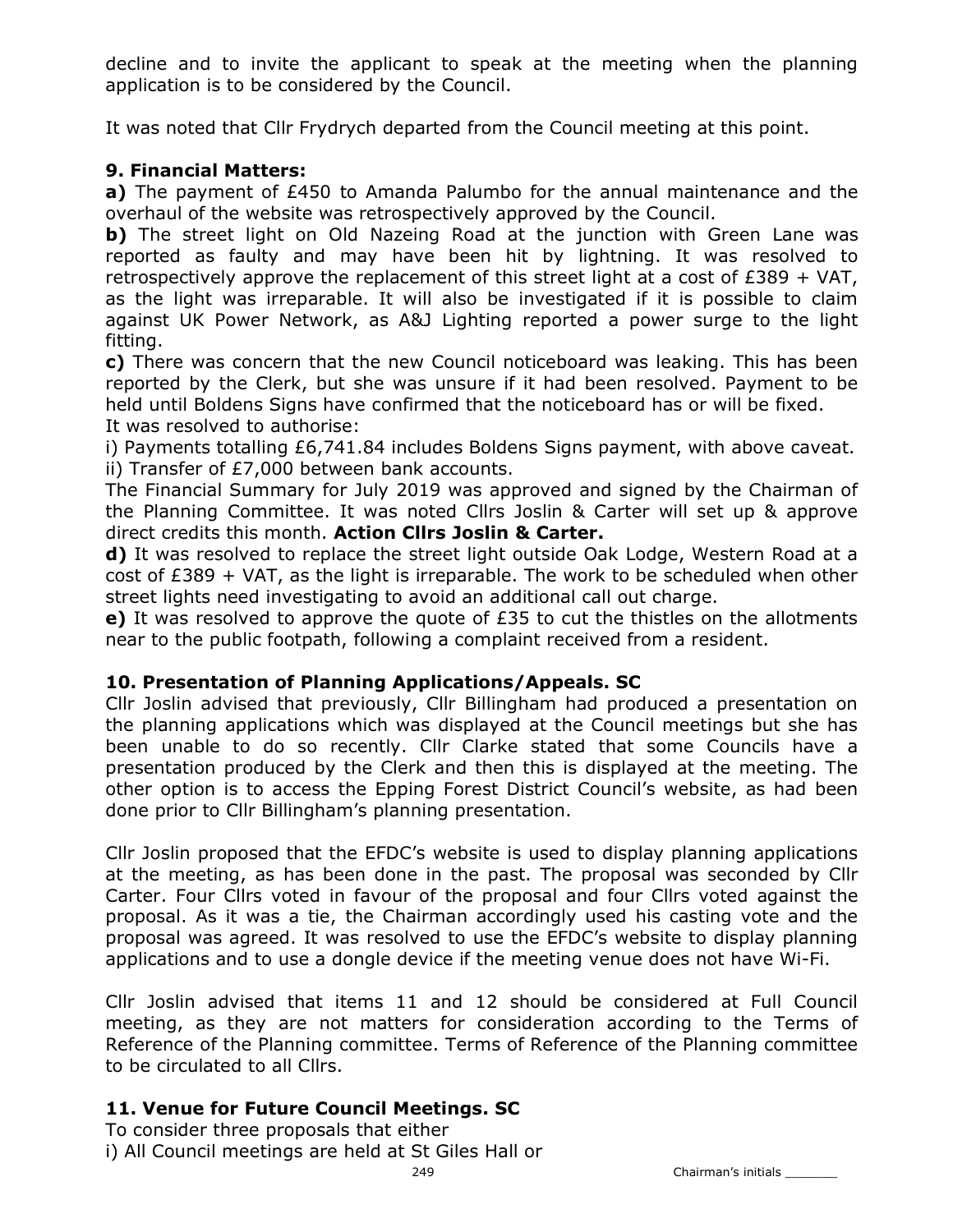decline and to invite the applicant to speak at the meeting when the planning application is to be considered by the Council.

It was noted that Cllr Frydrych departed from the Council meeting at this point.

**9. Financial Matters:**

**a)** The payment of £450 to Amanda Palumbo for the annual maintenance and the overhaul of the website was retrospectively approved by the Council.

**b)** The street light on Old Nazeing Road at the junction with Green Lane was reported as faulty and may have been hit by lightning. It was resolved to retrospectively approve the replacement of this street light at a cost of £389 + VAT, as the light was irreparable. It will also be investigated if it is possible to claim against UK Power Network, as A&J Lighting reported a power surge to the light fitting.

**c)** There was concern that the new Council noticeboard was leaking. This has been reported by the Clerk, but she was unsure if it had been resolved. Payment to be held until Boldens Signs have confirmed that the noticeboard has or will be fixed.
It was resolved to authorise:
i) Payments totalling £6,741.84 includes Boldens Signs payment, with above caveat.
ii) Transfer of £7,000 between bank accounts.
The Financial Summary for July 2019 was approved and signed by the Chairman of the Planning Committee. It was noted Cllrs Joslin & Carter will set up & approve direct credits this month. **Action Cllrs Joslin & Carter.**

**d)** It was resolved to replace the street light outside Oak Lodge, Western Road at a cost of £389 + VAT, as the light is irreparable. The work to be scheduled when other street lights need investigating to avoid an additional call out charge.

**e)** It was resolved to approve the quote of £35 to cut the thistles on the allotments near to the public footpath, following a complaint received from a resident.

**10. Presentation of Planning Applications/Appeals. SC**

Cllr Joslin advised that previously, Cllr Billingham had produced a presentation on the planning applications which was displayed at the Council meetings but she has been unable to do so recently. Cllr Clarke stated that some Councils have a presentation produced by the Clerk and then this is displayed at the meeting. The other option is to access the Epping Forest District Council's website, as had been done prior to Cllr Billingham's planning presentation.

Cllr Joslin proposed that the EFDC's website is used to display planning applications at the meeting, as has been done in the past. The proposal was seconded by Cllr Carter. Four Cllrs voted in favour of the proposal and four Cllrs voted against the proposal. As it was a tie, the Chairman accordingly used his casting vote and the proposal was agreed. It was resolved to use the EFDC's website to display planning applications and to use a dongle device if the meeting venue does not have Wi-Fi.

Cllr Joslin advised that items 11 and 12 should be considered at Full Council meeting, as they are not matters for consideration according to the Terms of Reference of the Planning committee. Terms of Reference of the Planning committee to be circulated to all Cllrs.

**11. Venue for Future Council Meetings. SC**

To consider three proposals that either
i) All Council meetings are held at St Giles Hall or

Chairman's initials _______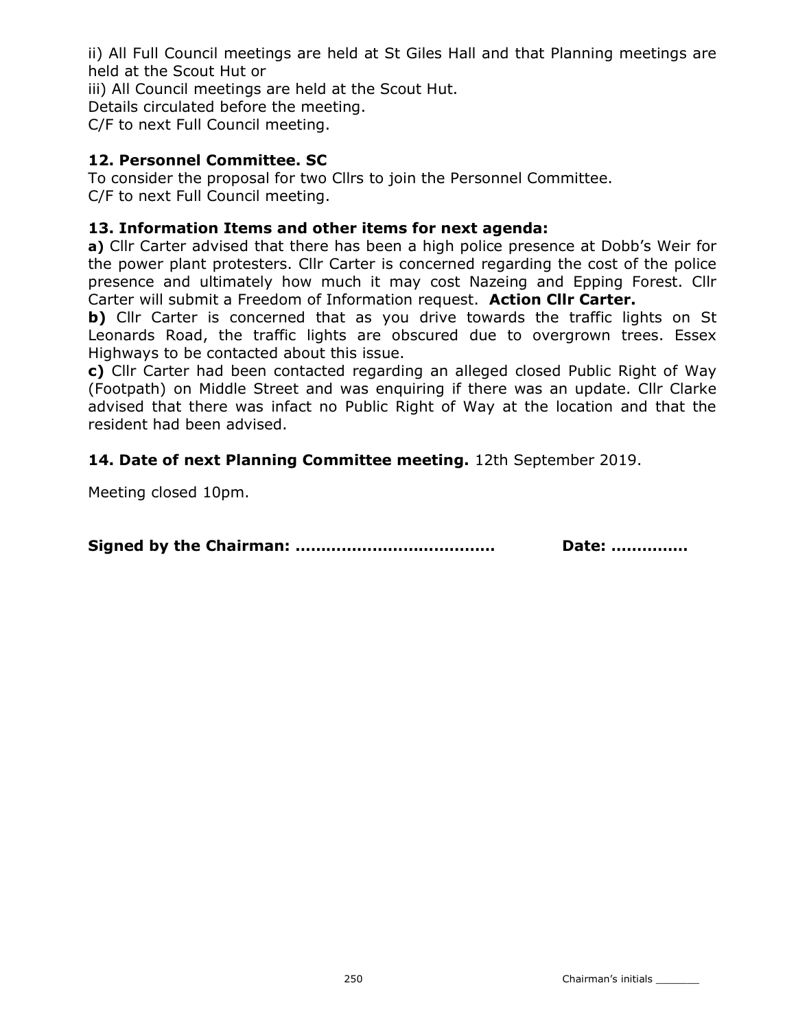ii) All Full Council meetings are held at St Giles Hall and that Planning meetings are held at the Scout Hut or

iii) All Council meetings are held at the Scout Hut.

Details circulated before the meeting.

C/F to next Full Council meeting.

**12. Personnel Committee. SC**

To consider the proposal for two Cllrs to join the Personnel Committee.

C/F to next Full Council meeting.

**13. Information Items and other items for next agenda:**

**a)** Cllr Carter advised that there has been a high police presence at Dobb's Weir for the power plant protesters. Cllr Carter is concerned regarding the cost of the police presence and ultimately how much it may cost Nazeing and Epping Forest. Cllr Carter will submit a Freedom of Information request. **Action Cllr Carter.**

**b)** Cllr Carter is concerned that as you drive towards the traffic lights on St Leonards Road, the traffic lights are obscured due to overgrown trees. Essex Highways to be contacted about this issue.

**c)** Cllr Carter had been contacted regarding an alleged closed Public Right of Way (Footpath) on Middle Street and was enquiring if there was an update. Cllr Clarke advised that there was infact no Public Right of Way at the location and that the resident had been advised.

**14. Date of next Planning Committee meeting.** 12th September 2019.

Meeting closed 10pm.

**Signed by the Chairman: ………………………………… Date: ……………**

Chairman's initials _______